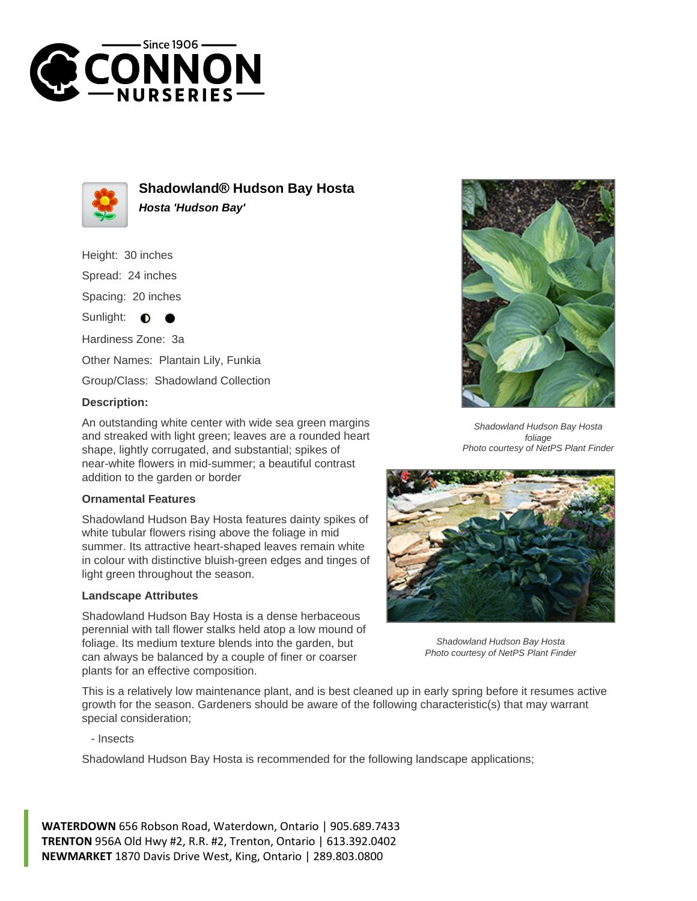# Shadowland® Hudson Bay Hosta

***Hosta 'Hudson Bay'***

Height: 30 inches

Spread: 24 inches

Spacing: 20 inches

Sunlight: ◐ ●

Hardiness Zone: 3a

Other Names: Plantain Lily, Funkia

Group/Class: Shadowland Collection

### Description:

An outstanding white center with wide sea green margins and streaked with light green; leaves are a rounded heart shape, lightly corrugated, and substantial; spikes of near-white flowers in mid-summer; a beautiful contrast addition to the garden or border

*Shadowland Hudson Bay Hosta foliage*
*Photo courtesy of NetPS Plant Finder*

### Ornamental Features

Shadowland Hudson Bay Hosta features dainty spikes of white tubular flowers rising above the foliage in mid summer. Its attractive heart-shaped leaves remain white in colour with distinctive bluish-green edges and tinges of light green throughout the season.

*Shadowland Hudson Bay Hosta*
*Photo courtesy of NetPS Plant Finder*

### Landscape Attributes

Shadowland Hudson Bay Hosta is a dense herbaceous perennial with tall flower stalks held atop a low mound of foliage. Its medium texture blends into the garden, but can always be balanced by a couple of finer or coarser plants for an effective composition.

This is a relatively low maintenance plant, and is best cleaned up in early spring before it resumes active growth for the season. Gardeners should be aware of the following characteristic(s) that may warrant special consideration;

- Insects

Shadowland Hudson Bay Hosta is recommended for the following landscape applications;

**WATERDOWN** 656 Robson Road, Waterdown, Ontario | 905.689.7433
**TRENTON** 956A Old Hwy #2, R.R. #2, Trenton, Ontario | 613.392.0402
**NEWMARKET** 1870 Davis Drive West, King, Ontario | 289.803.0800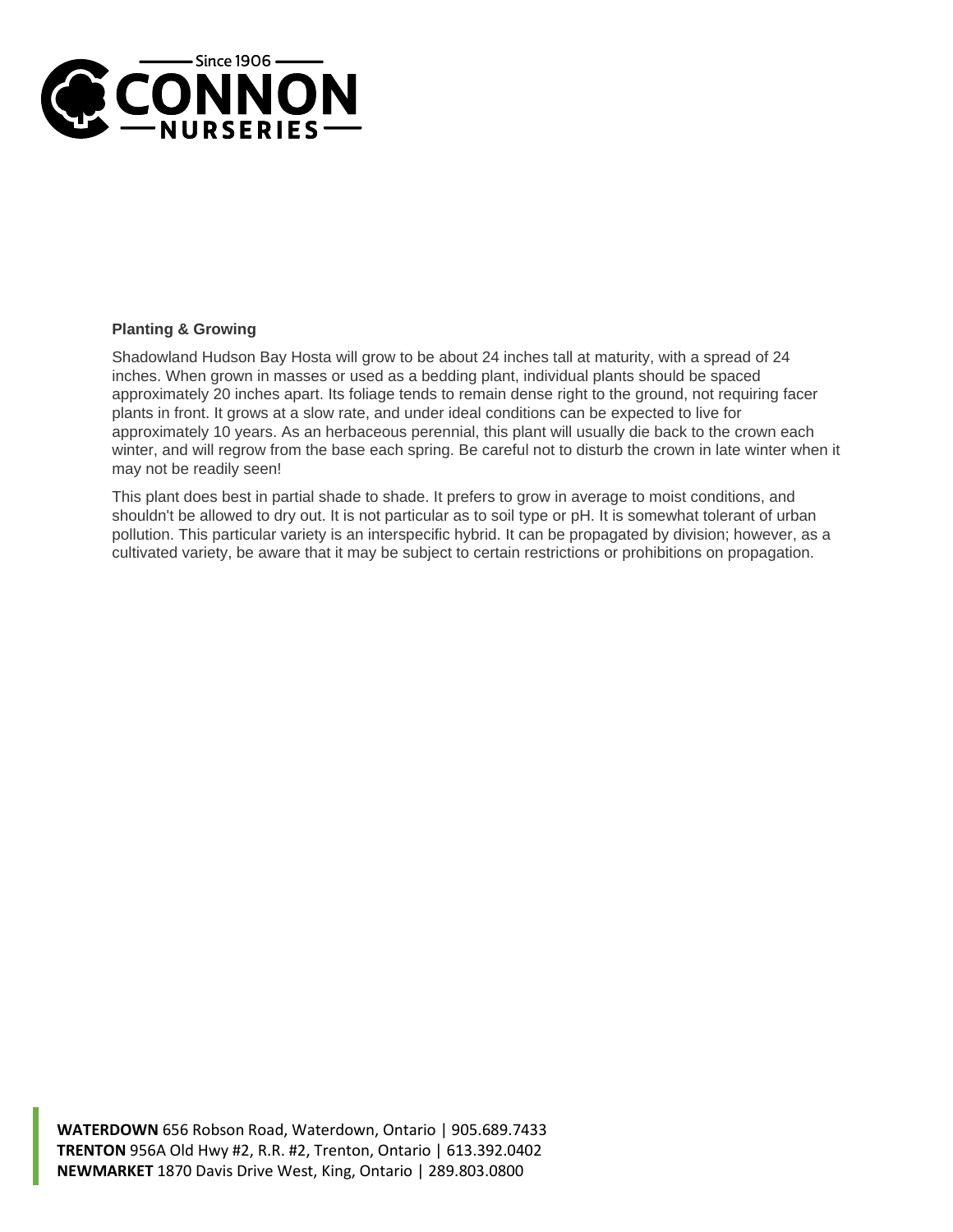### Planting & Growing

Shadowland Hudson Bay Hosta will grow to be about 24 inches tall at maturity, with a spread of 24 inches. When grown in masses or used as a bedding plant, individual plants should be spaced approximately 20 inches apart. Its foliage tends to remain dense right to the ground, not requiring facer plants in front. It grows at a slow rate, and under ideal conditions can be expected to live for approximately 10 years. As an herbaceous perennial, this plant will usually die back to the crown each winter, and will regrow from the base each spring. Be careful not to disturb the crown in late winter when it may not be readily seen!

This plant does best in partial shade to shade. It prefers to grow in average to moist conditions, and shouldn't be allowed to dry out. It is not particular as to soil type or pH. It is somewhat tolerant of urban pollution. This particular variety is an interspecific hybrid. It can be propagated by division; however, as a cultivated variety, be aware that it may be subject to certain restrictions or prohibitions on propagation.